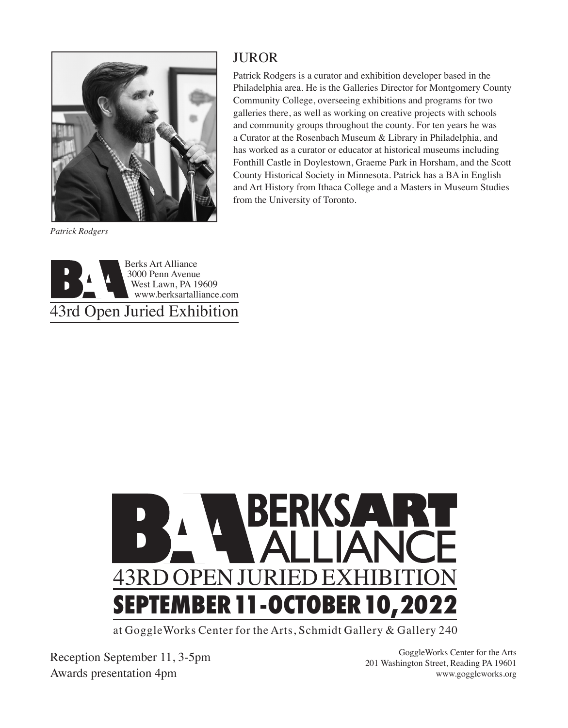## JUROR

Patrick Rodgers is a curator and exhibition developer based in the Philadelphia area. He is the Galleries Director for Montgomery County Community College, overseeing exhibitions and programs for two galleries there, as well as working on creative projects with schools and community groups throughout the county. For ten years he was a Curator at the Rosenbach Museum & Library in Philadelphia, and has worked as a curator or educator at historical museums including Fonthill Castle in Doylestown, Graeme Park in Horsham, and the Scott County Historical Society in Minnesota. Patrick has a BA in English and Art History from Ithaca College and a Masters in Museum Studies from the University of Toronto.

*Patrick Rodgers*

Berks Art Alliance
3000 Penn Avenue
West Lawn, PA 19609
www.berksartalliance.com

43rd Open Juried Exhibition

# BERKS ART ALLIANCE

## 43RD OPEN JURIED EXHIBITION

## SEPTEMBER 11-OCTOBER 10, 2022

at GoggleWorks Center for the Arts, Schmidt Gallery & Gallery 240

Reception September 11, 3-5pm
Awards presentation 4pm

GoggleWorks Center for the Arts
201 Washington Street, Reading PA 19601
www.goggleworks.org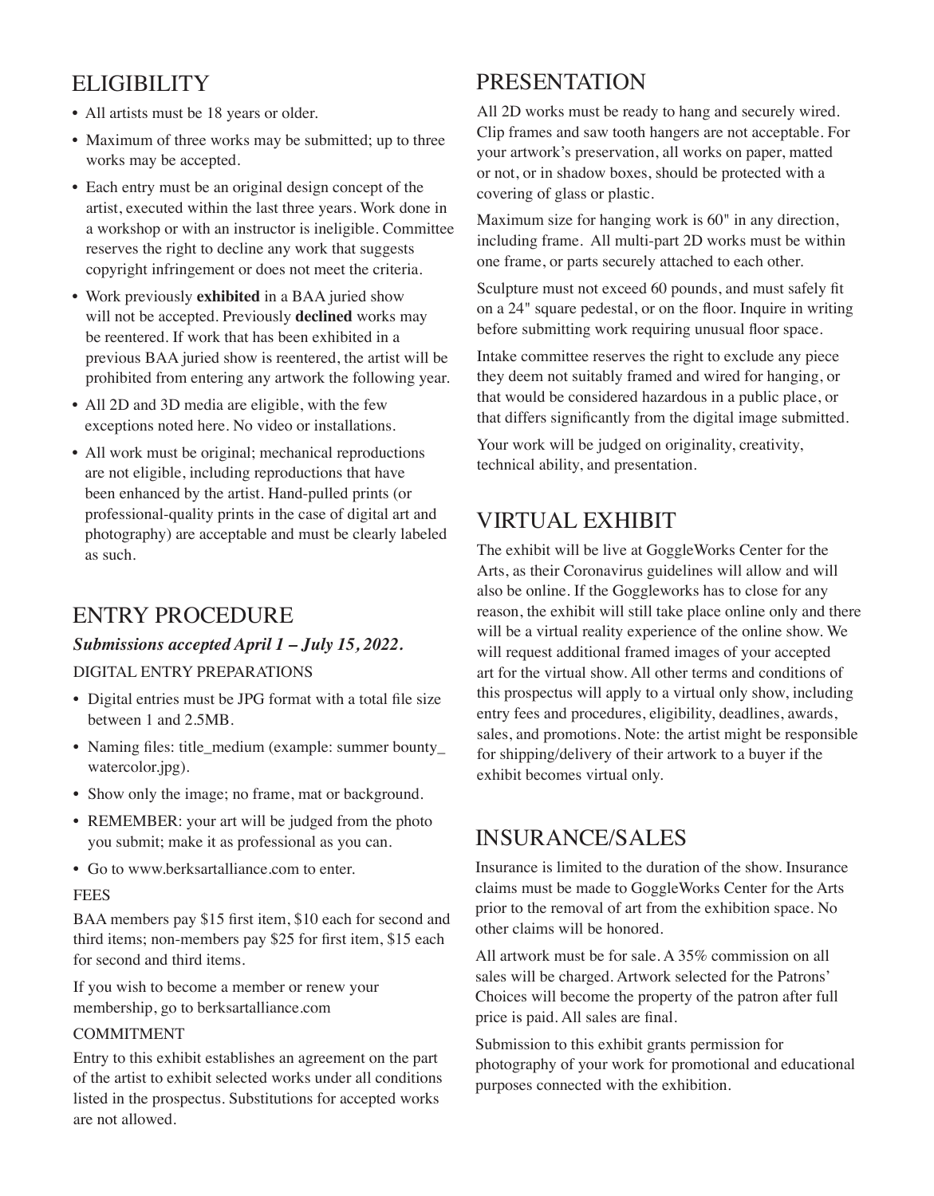## ELIGIBILITY

- All artists must be 18 years or older.
- Maximum of three works may be submitted; up to three works may be accepted.
- Each entry must be an original design concept of the artist, executed within the last three years. Work done in a workshop or with an instructor is ineligible. Committee reserves the right to decline any work that suggests copyright infringement or does not meet the criteria.
- Work previously **exhibited** in a BAA juried show will not be accepted. Previously **declined** works may be reentered. If work that has been exhibited in a previous BAA juried show is reentered, the artist will be prohibited from entering any artwork the following year.
- All 2D and 3D media are eligible, with the few exceptions noted here. No video or installations.
- All work must be original; mechanical reproductions are not eligible, including reproductions that have been enhanced by the artist. Hand-pulled prints (or professional-quality prints in the case of digital art and photography) are acceptable and must be clearly labeled as such.

## ENTRY PROCEDURE

***Submissions accepted April 1 – July 15, 2022.***

DIGITAL ENTRY PREPARATIONS

- Digital entries must be JPG format with a total file size between 1 and 2.5MB.
- Naming files: title_medium (example: summer bounty_ watercolor.jpg).
- Show only the image; no frame, mat or background.
- REMEMBER: your art will be judged from the photo you submit; make it as professional as you can.
- Go to www.berksartalliance.com to enter.

FEES

BAA members pay $15 first item, $10 each for second and third items; non-members pay $25 for first item, $15 each for second and third items.

If you wish to become a member or renew your membership, go to berksartalliance.com

COMMITMENT

Entry to this exhibit establishes an agreement on the part of the artist to exhibit selected works under all conditions listed in the prospectus. Substitutions for accepted works are not allowed.

## PRESENTATION

All 2D works must be ready to hang and securely wired. Clip frames and saw tooth hangers are not acceptable. For your artwork's preservation, all works on paper, matted or not, or in shadow boxes, should be protected with a covering of glass or plastic.

Maximum size for hanging work is 60" in any direction, including frame. All multi-part 2D works must be within one frame, or parts securely attached to each other.

Sculpture must not exceed 60 pounds, and must safely fit on a 24" square pedestal, or on the floor. Inquire in writing before submitting work requiring unusual floor space.

Intake committee reserves the right to exclude any piece they deem not suitably framed and wired for hanging, or that would be considered hazardous in a public place, or that differs significantly from the digital image submitted.

Your work will be judged on originality, creativity, technical ability, and presentation.

## VIRTUAL EXHIBIT

The exhibit will be live at GoggleWorks Center for the Arts, as their Coronavirus guidelines will allow and will also be online. If the Goggleworks has to close for any reason, the exhibit will still take place online only and there will be a virtual reality experience of the online show. We will request additional framed images of your accepted art for the virtual show. All other terms and conditions of this prospectus will apply to a virtual only show, including entry fees and procedures, eligibility, deadlines, awards, sales, and promotions. Note: the artist might be responsible for shipping/delivery of their artwork to a buyer if the exhibit becomes virtual only.

## INSURANCE/SALES

Insurance is limited to the duration of the show. Insurance claims must be made to GoggleWorks Center for the Arts prior to the removal of art from the exhibition space. No other claims will be honored.

All artwork must be for sale. A 35% commission on all sales will be charged. Artwork selected for the Patrons' Choices will become the property of the patron after full price is paid. All sales are final.

Submission to this exhibit grants permission for photography of your work for promotional and educational purposes connected with the exhibition.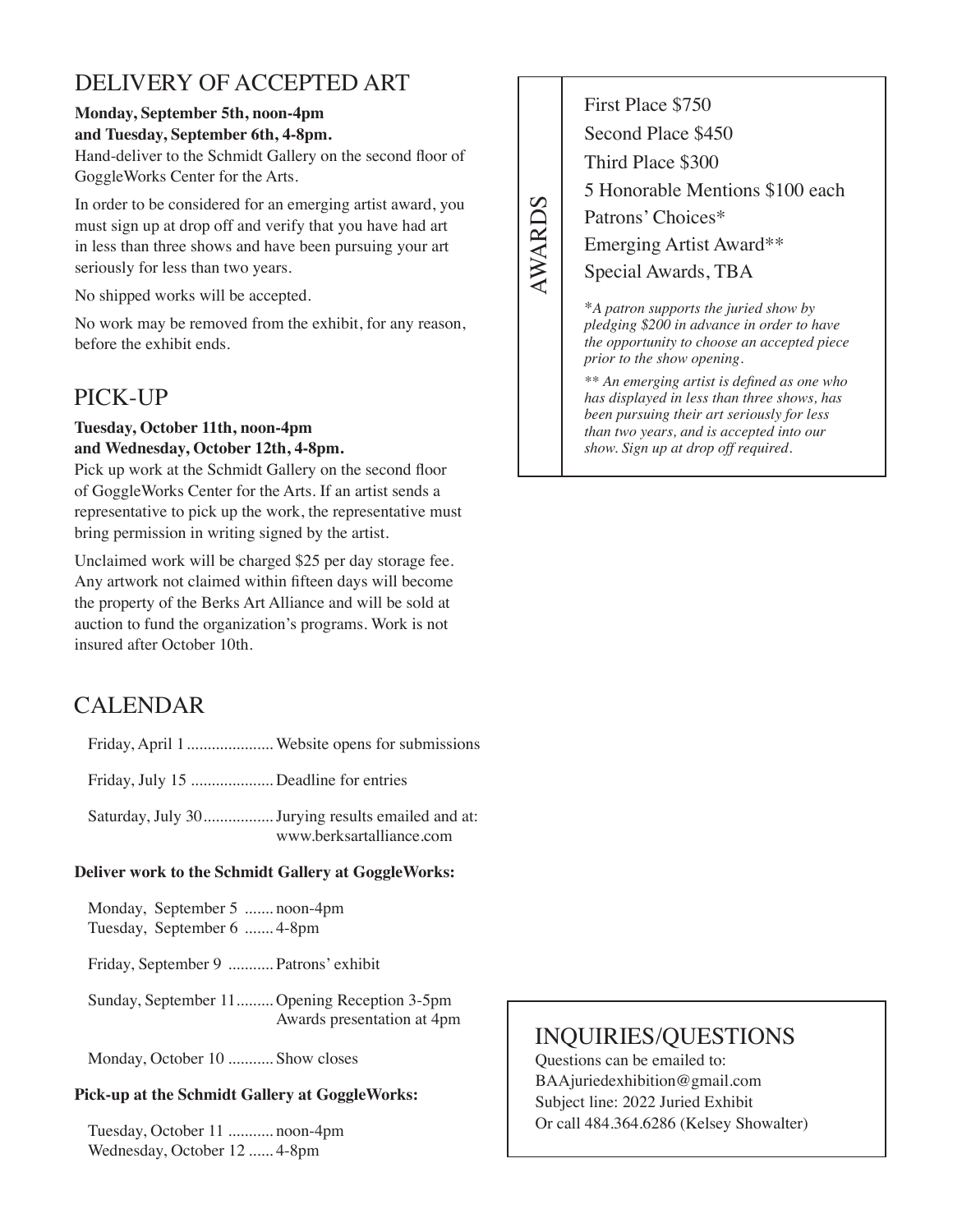## DELIVERY OF ACCEPTED ART

**Monday, September 5th, noon-4pm**
**and Tuesday, September 6th, 4-8pm.**

Hand-deliver to the Schmidt Gallery on the second floor of GoggleWorks Center for the Arts.

In order to be considered for an emerging artist award, you must sign up at drop off and verify that you have had art in less than three shows and have been pursuing your art seriously for less than two years.

No shipped works will be accepted.

No work may be removed from the exhibit, for any reason, before the exhibit ends.

## PICK-UP

**Tuesday, October 11th, noon-4pm**
**and Wednesday, October 12th, 4-8pm.**

Pick up work at the Schmidt Gallery on the second floor of GoggleWorks Center for the Arts. If an artist sends a representative to pick up the work, the representative must bring permission in writing signed by the artist.

Unclaimed work will be charged $25 per day storage fee. Any artwork not claimed within fifteen days will become the property of the Berks Art Alliance and will be sold at auction to fund the organization's programs. Work is not insured after October 10th.

## CALENDAR

| | |
|---|---|
| Friday, April 1 | Website opens for submissions |
| Friday, July 15 | Deadline for entries |
| Saturday, July 30 | Jurying results emailed and at: www.berksartalliance.com |

**Deliver work to the Schmidt Gallery at GoggleWorks:**

| | |
|---|---|
| Monday, September 5 | noon-4pm |
| Tuesday, September 6 | 4-8pm |
| Friday, September 9 | Patrons' exhibit |
| Sunday, September 11 | Opening Reception 3-5pm<br>Awards presentation at 4pm |
| Monday, October 10 | Show closes |

**Pick-up at the Schmidt Gallery at GoggleWorks:**

| | |
|---|---|
| Tuesday, October 11 | noon-4pm |
| Wednesday, October 12 | 4-8pm |

## AWARDS

- First Place $750
- Second Place $450
- Third Place $300
- 5 Honorable Mentions $100 each
- Patrons' Choices*
- Emerging Artist Award**
- Special Awards, TBA

*\*A patron supports the juried show by pledging $200 in advance in order to have the opportunity to choose an accepted piece prior to the show opening.*

*\*\* An emerging artist is defined as one who has displayed in less than three shows, has been pursuing their art seriously for less than two years, and is accepted into our show. Sign up at drop off required.*

## INQUIRIES/QUESTIONS

Questions can be emailed to:
BAAjuriedexhibition@gmail.com
Subject line: 2022 Juried Exhibit
Or call 484.364.6286 (Kelsey Showalter)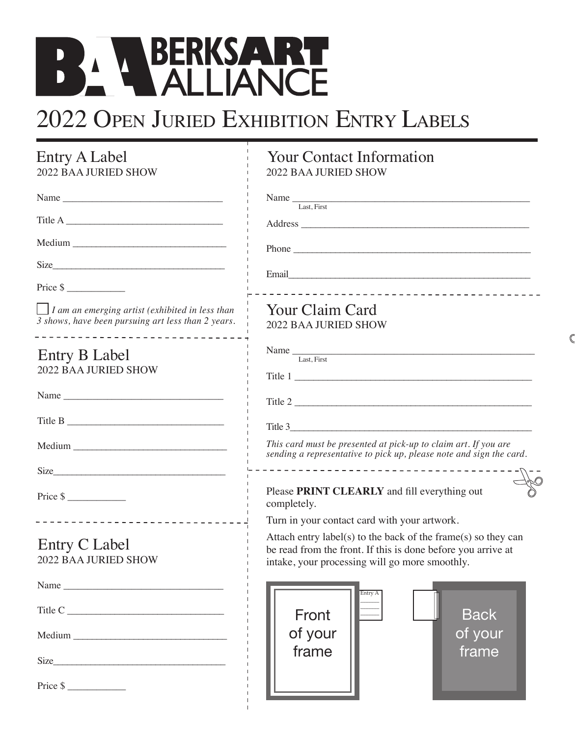# BERKS ART ALLIANCE

# 2022 Open Juried Exhibition Entry Labels

## Entry A Label
2022 BAA JURIED SHOW

Name ________________________________

Title A ________________________________

Medium ________________________________

Size____________________________________

Price $ ____________

☐ *I am an emerging artist (exhibited in less than 3 shows, have been pursuing art less than 2 years.*

## Entry B Label
2022 BAA JURIED SHOW

Name ________________________________

Title B ________________________________

Medium ________________________________

Size____________________________________

Price $ ____________

## Entry C Label
2022 BAA JURIED SHOW

Name ________________________________

Title C ________________________________

Medium ________________________________

Size____________________________________

Price $ ____________

## Your Contact Information
2022 BAA JURIED SHOW

Name ________________________________________________
Last, First

Address ________________________________________________

Phone ________________________________________________

Email________________________________________________

## Your Claim Card
2022 BAA JURIED SHOW

Name ________________________________________________
Last, First

Title 1 ________________________________________________

Title 2 ________________________________________________

Title 3________________________________________________

*This card must be presented at pick-up to claim art. If you are sending a representative to pick up, please note and sign the card.*

Please **PRINT CLEARLY** and fill everything out completely.

Turn in your contact card with your artwork.

Attach entry label(s) to the back of the frame(s) so they can be read from the front. If this is done before you arrive at intake, your processing will go more smoothly.

Front of your frame

Entry A

Back of your frame